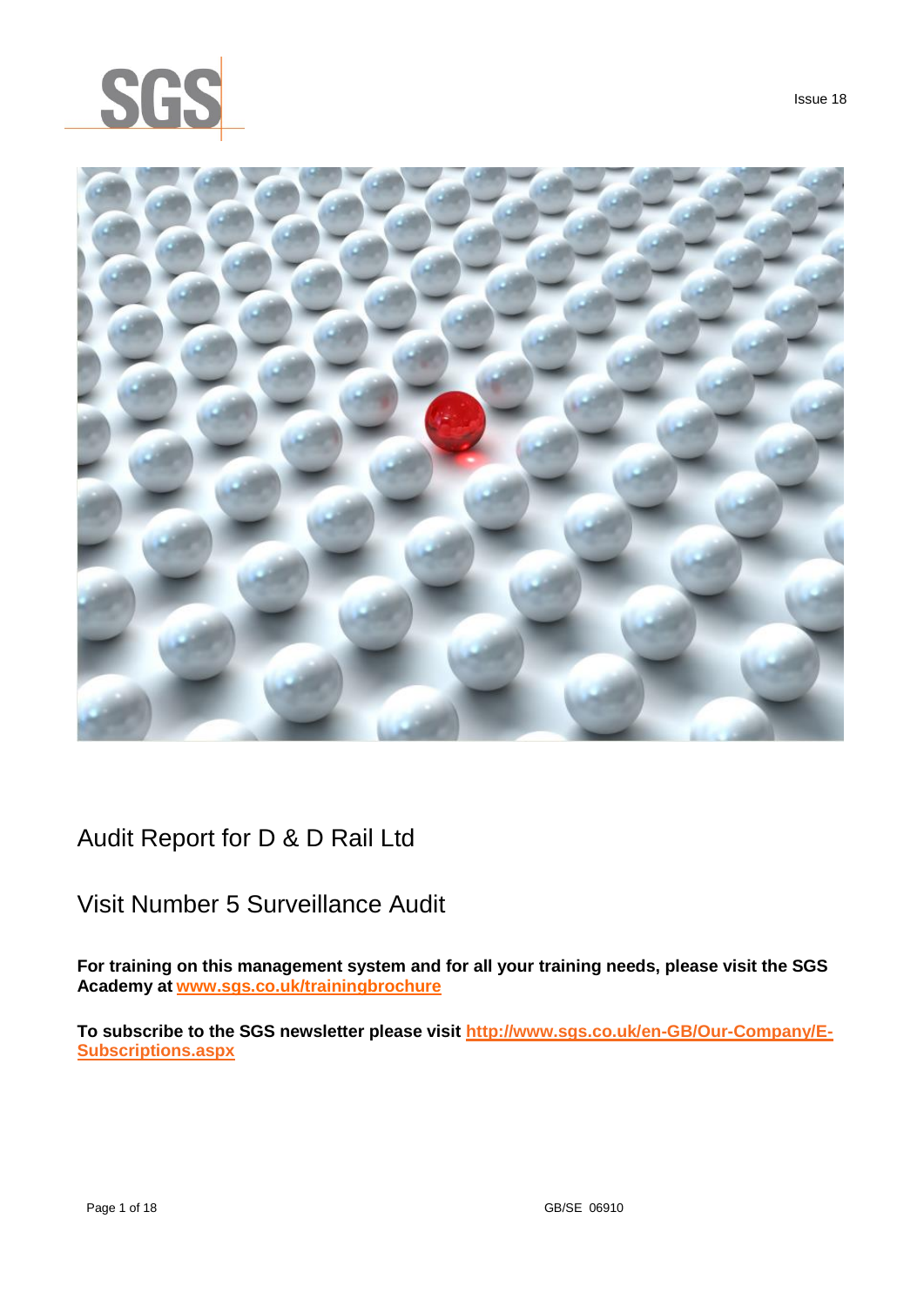SGS

Issue 18

# Audit Report for D & D Rail Ltd

## Visit Number 5 Surveillance Audit

**For training on this management system and for all your training needs, please visit the SGS Academy at [www.sgs.co.uk/trainingbrochure](www.sgs.co.uk/trainingbrochure)**

**To subscribe to the SGS newsletter please visit [http://www.sgs.co.uk/en-GB/Our-Company/E-Subscriptions.aspx](http://www.sgs.co.uk/en-GB/Our-Company/E-Subscriptions.aspx)**

GB/SE 06910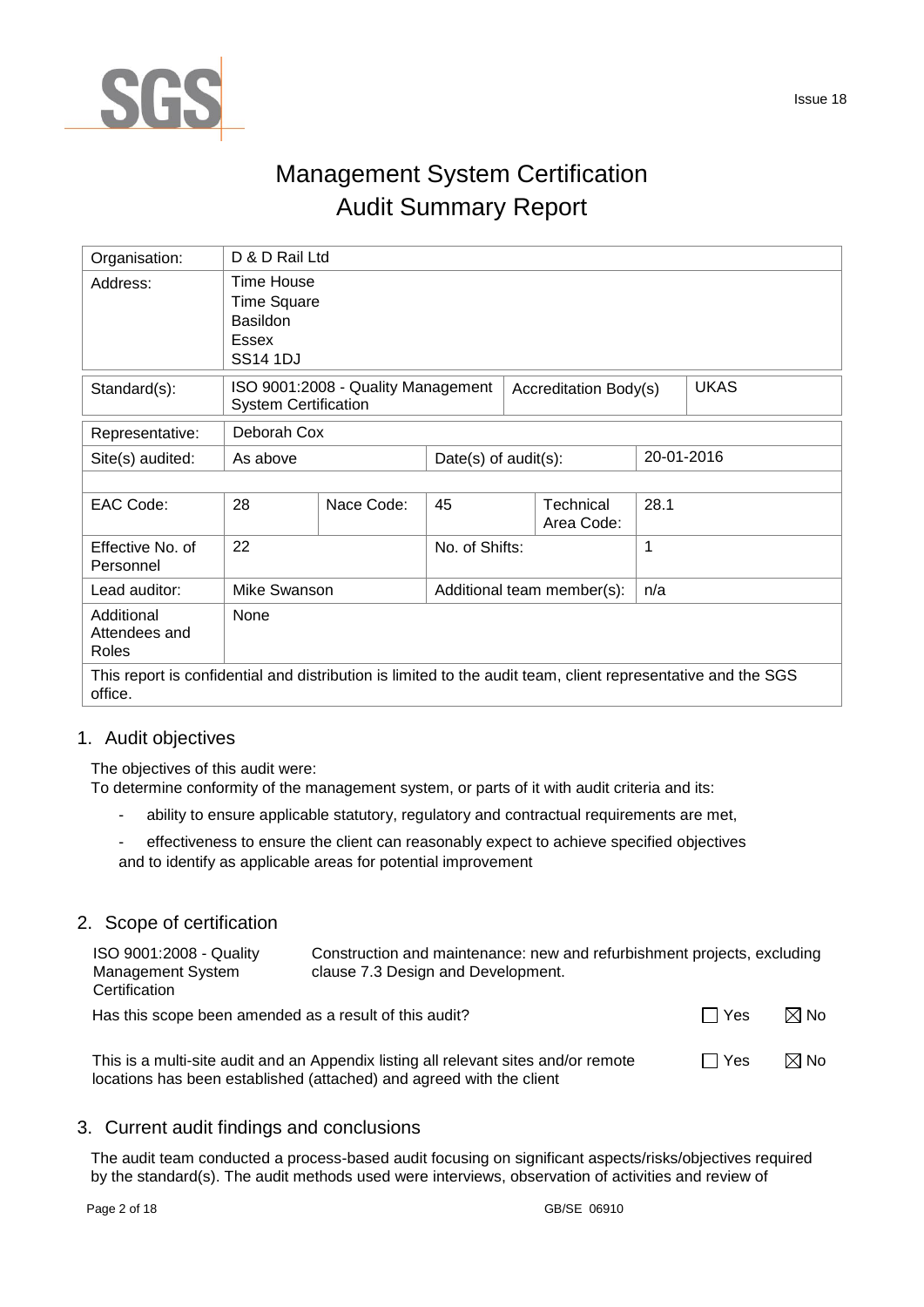# Management System Certification
# Audit Summary Report

| Organisation: | D & D Rail Ltd | | | | |
|---|---|---|---|---|---|
| Address: | Time House<br>Time Square<br>Basildon<br>Essex<br>SS14 1DJ | | | | |
| Standard(s): | ISO 9001:2008 - Quality Management System Certification | | Accreditation Body(s) | | UKAS |
| Representative: | Deborah Cox | | | | |
| Site(s) audited: | As above | | Date(s) of audit(s): | | 20-01-2016 |
| EAC Code: | 28 | Nace Code: | 45 | Technical Area Code: | 28.1 |
| Effective No. of Personnel | 22 | | No. of Shifts: | | 1 |
| Lead auditor: | Mike Swanson | | Additional team member(s): | | n/a |
| Additional Attendees and Roles | None | | | | |

This report is confidential and distribution is limited to the audit team, client representative and the SGS office.

## 1. Audit objectives

The objectives of this audit were:
To determine conformity of the management system, or parts of it with audit criteria and its:

- ability to ensure applicable statutory, regulatory and contractual requirements are met,
- effectiveness to ensure the client can reasonably expect to achieve specified objectives

and to identify as applicable areas for potential improvement

## 2. Scope of certification

| ISO 9001:2008 - Quality Management System Certification | Construction and maintenance: new and refurbishment projects, excluding clause 7.3 Design and Development. |
|---|---|

| | | |
|---|---|---|
| Has this scope been amended as a result of this audit? | ☐ Yes | ☒ No |
| This is a multi-site audit and an Appendix listing all relevant sites and/or remote locations has been established (attached) and agreed with the client | ☐ Yes | ☒ No |

## 3. Current audit findings and conclusions

The audit team conducted a process-based audit focusing on significant aspects/risks/objectives required by the standard(s). The audit methods used were interviews, observation of activities and review of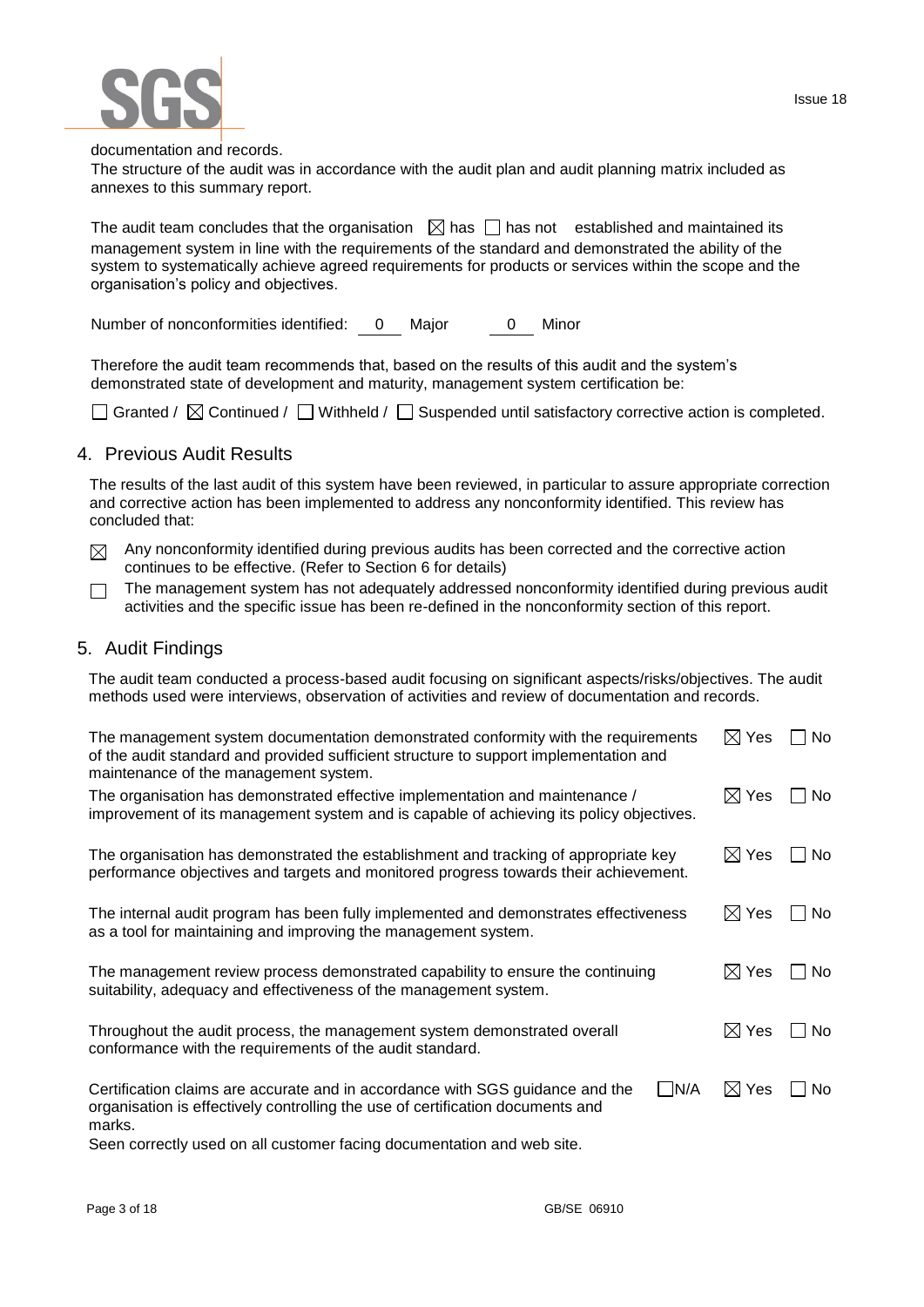documentation and records.

The structure of the audit was in accordance with the audit plan and audit planning matrix included as annexes to this summary report.

The audit team concludes that the organisation ☒ has ☐ has not established and maintained its management system in line with the requirements of the standard and demonstrated the ability of the system to systematically achieve agreed requirements for products or services within the scope and the organisation's policy and objectives.

Number of nonconformities identified: 0 Major 0 Minor

Therefore the audit team recommends that, based on the results of this audit and the system's demonstrated state of development and maturity, management system certification be:

☐ Granted / ☒ Continued / ☐ Withheld / ☐ Suspended until satisfactory corrective action is completed.

## 4. Previous Audit Results

The results of the last audit of this system have been reviewed, in particular to assure appropriate correction and corrective action has been implemented to address any nonconformity identified. This review has concluded that:

☒ Any nonconformity identified during previous audits has been corrected and the corrective action continues to be effective. (Refer to Section 6 for details)

☐ The management system has not adequately addressed nonconformity identified during previous audit activities and the specific issue has been re-defined in the nonconformity section of this report.

## 5. Audit Findings

The audit team conducted a process-based audit focusing on significant aspects/risks/objectives. The audit methods used were interviews, observation of activities and review of documentation and records.

| | | | |
|---|---|---|---|
| The management system documentation demonstrated conformity with the requirements of the audit standard and provided sufficient structure to support implementation and maintenance of the management system. | | ☒ Yes | ☐ No |
| The organisation has demonstrated effective implementation and maintenance / improvement of its management system and is capable of achieving its policy objectives. | | ☒ Yes | ☐ No |
| The organisation has demonstrated the establishment and tracking of appropriate key performance objectives and targets and monitored progress towards their achievement. | | ☒ Yes | ☐ No |
| The internal audit program has been fully implemented and demonstrates effectiveness as a tool for maintaining and improving the management system. | | ☒ Yes | ☐ No |
| The management review process demonstrated capability to ensure the continuing suitability, adequacy and effectiveness of the management system. | | ☒ Yes | ☐ No |
| Throughout the audit process, the management system demonstrated overall conformance with the requirements of the audit standard. | | ☒ Yes | ☐ No |
| Certification claims are accurate and in accordance with SGS guidance and the organisation is effectively controlling the use of certification documents and marks. | ☐ N/A | ☒ Yes | ☐ No |

Seen correctly used on all customer facing documentation and web site.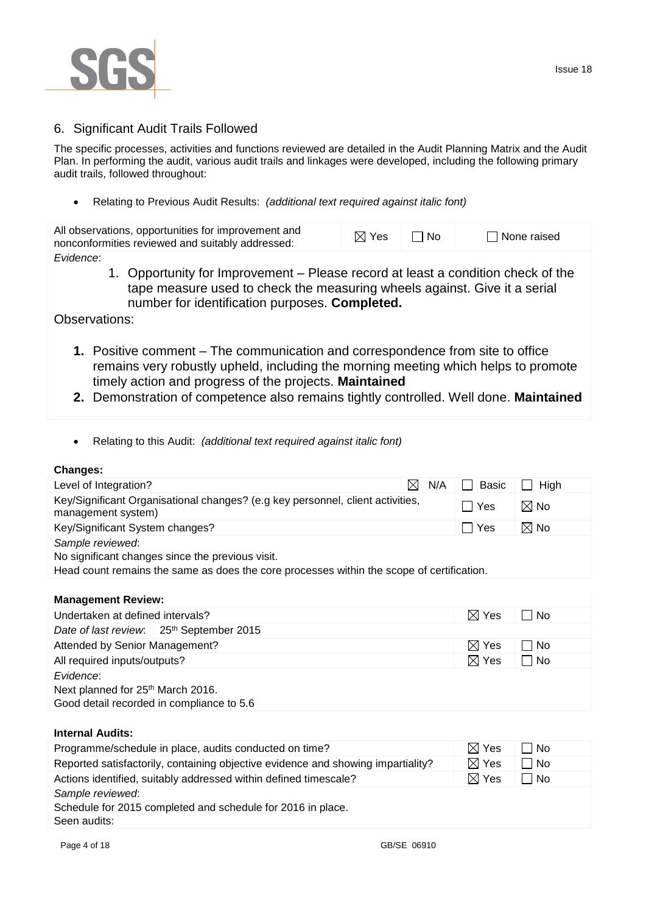## 6. Significant Audit Trails Followed

The specific processes, activities and functions reviewed are detailed in the Audit Planning Matrix and the Audit Plan. In performing the audit, various audit trails and linkages were developed, including the following primary audit trails, followed throughout:

- Relating to Previous Audit Results: *(additional text required against italic font)*

| All observations, opportunities for improvement and nonconformities reviewed and suitably addressed: | ☒ Yes | ☐ No | ☐ None raised |
|---|---|---|---|

*Evidence*:

1. Opportunity for Improvement – Please record at least a condition check of the tape measure used to check the measuring wheels against. Give it a serial number for identification purposes. **Completed.**

Observations:

1. Positive comment – The communication and correspondence from site to office remains very robustly upheld, including the morning meeting which helps to promote timely action and progress of the projects. **Maintained**
2. Demonstration of competence also remains tightly controlled. Well done. **Maintained**

- Relating to this Audit: *(additional text required against italic font)*

**Changes:**

| Level of Integration? | ☒ N/A | ☐ Basic | ☐ High |
|---|---|---|---|
| Key/Significant Organisational changes? (e.g key personnel, client activities, management system) | | ☐ Yes | ☒ No |
| Key/Significant System changes? | | ☐ Yes | ☒ No |

*Sample reviewed*:
No significant changes since the previous visit.
Head count remains the same as does the core processes within the scope of certification.

**Management Review:**

| Undertaken at defined intervals? | ☒ Yes | ☐ No |
|---|---|---|
| *Date of last review*: 25th September 2015 | | |
| Attended by Senior Management? | ☒ Yes | ☐ No |
| All required inputs/outputs? | ☒ Yes | ☐ No |

*Evidence*:
Next planned for 25th March 2016.
Good detail recorded in compliance to 5.6

**Internal Audits:**

| Programme/schedule in place, audits conducted on time? | ☒ Yes | ☐ No |
|---|---|---|
| Reported satisfactorily, containing objective evidence and showing impartiality? | ☒ Yes | ☐ No |
| Actions identified, suitably addressed within defined timescale? | ☒ Yes | ☐ No |

*Sample reviewed*:
Schedule for 2015 completed and schedule for 2016 in place.
Seen audits: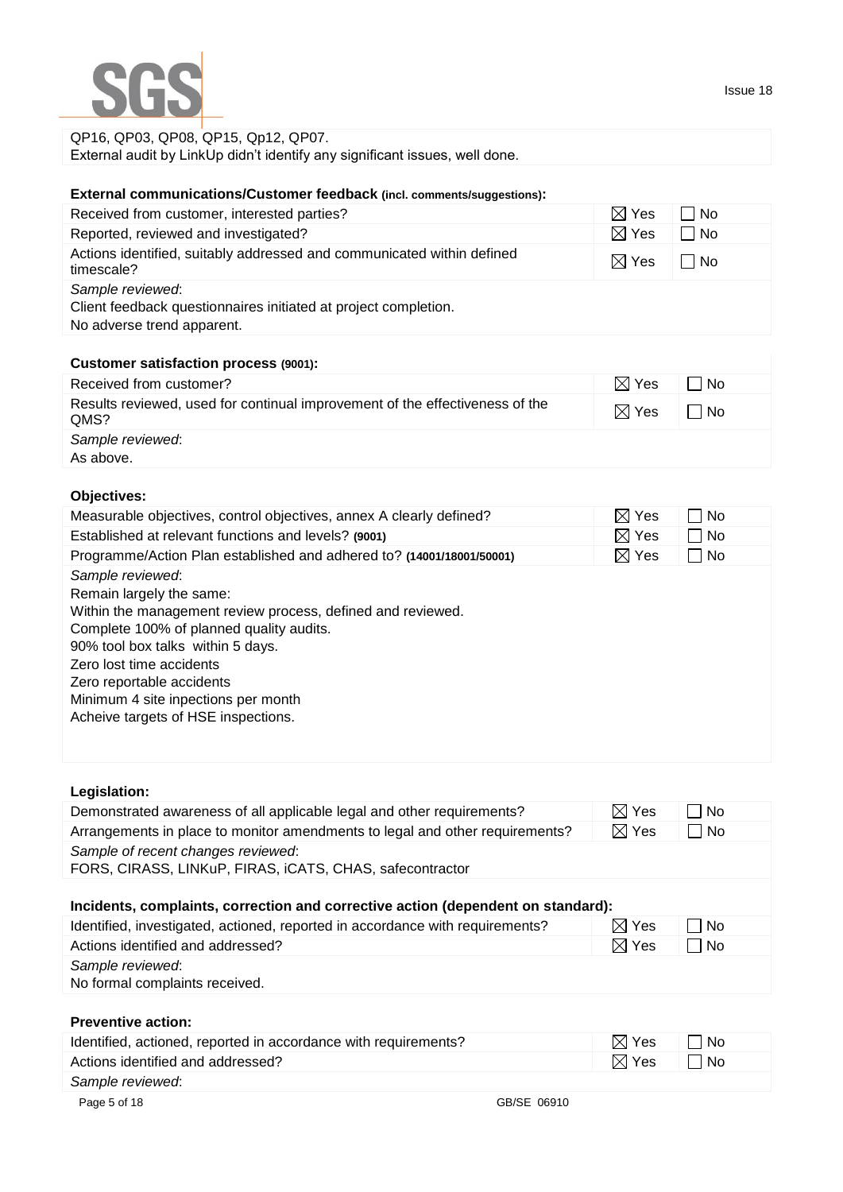QP16, QP03, QP08, QP15, Qp12, QP07.
External audit by LinkUp didn't identify any significant issues, well done.

**External communications/Customer feedback (incl. comments/suggestions):**

| | | |
|---|---|---|
| Received from customer, interested parties? | ☒ Yes | ☐ No |
| Reported, reviewed and investigated? | ☒ Yes | ☐ No |
| Actions identified, suitably addressed and communicated within defined timescale? | ☒ Yes | ☐ No |

*Sample reviewed*:
Client feedback questionnaires initiated at project completion.
No adverse trend apparent.

**Customer satisfaction process (9001):**

| | | |
|---|---|---|
| Received from customer? | ☒ Yes | ☐ No |
| Results reviewed, used for continual improvement of the effectiveness of the QMS? | ☒ Yes | ☐ No |

*Sample reviewed*:
As above.

**Objectives:**

| | | |
|---|---|---|
| Measurable objectives, control objectives, annex A clearly defined? | ☒ Yes | ☐ No |
| Established at relevant functions and levels? **(9001)** | ☒ Yes | ☐ No |
| Programme/Action Plan established and adhered to? **(14001/18001/50001)** | ☒ Yes | ☐ No |

*Sample reviewed*:
Remain largely the same:
Within the management review process, defined and reviewed.
Complete 100% of planned quality audits.
90% tool box talks within 5 days.
Zero lost time accidents
Zero reportable accidents
Minimum 4 site inpections per month
Acheive targets of HSE inspections.

**Legislation:**

| | | |
|---|---|---|
| Demonstrated awareness of all applicable legal and other requirements? | ☒ Yes | ☐ No |
| Arrangements in place to monitor amendments to legal and other requirements? | ☒ Yes | ☐ No |

*Sample of recent changes reviewed*:
FORS, CIRASS, LINKuP, FIRAS, iCATS, CHAS, safecontractor

**Incidents, complaints, correction and corrective action (dependent on standard):**

| | | |
|---|---|---|
| Identified, investigated, actioned, reported in accordance with requirements? | ☒ Yes | ☐ No |
| Actions identified and addressed? | ☒ Yes | ☐ No |

*Sample reviewed*:
No formal complaints received.

**Preventive action:**

| | | |
|---|---|---|
| Identified, actioned, reported in accordance with requirements? | ☒ Yes | ☐ No |
| Actions identified and addressed? | ☒ Yes | ☐ No |

*Sample reviewed*: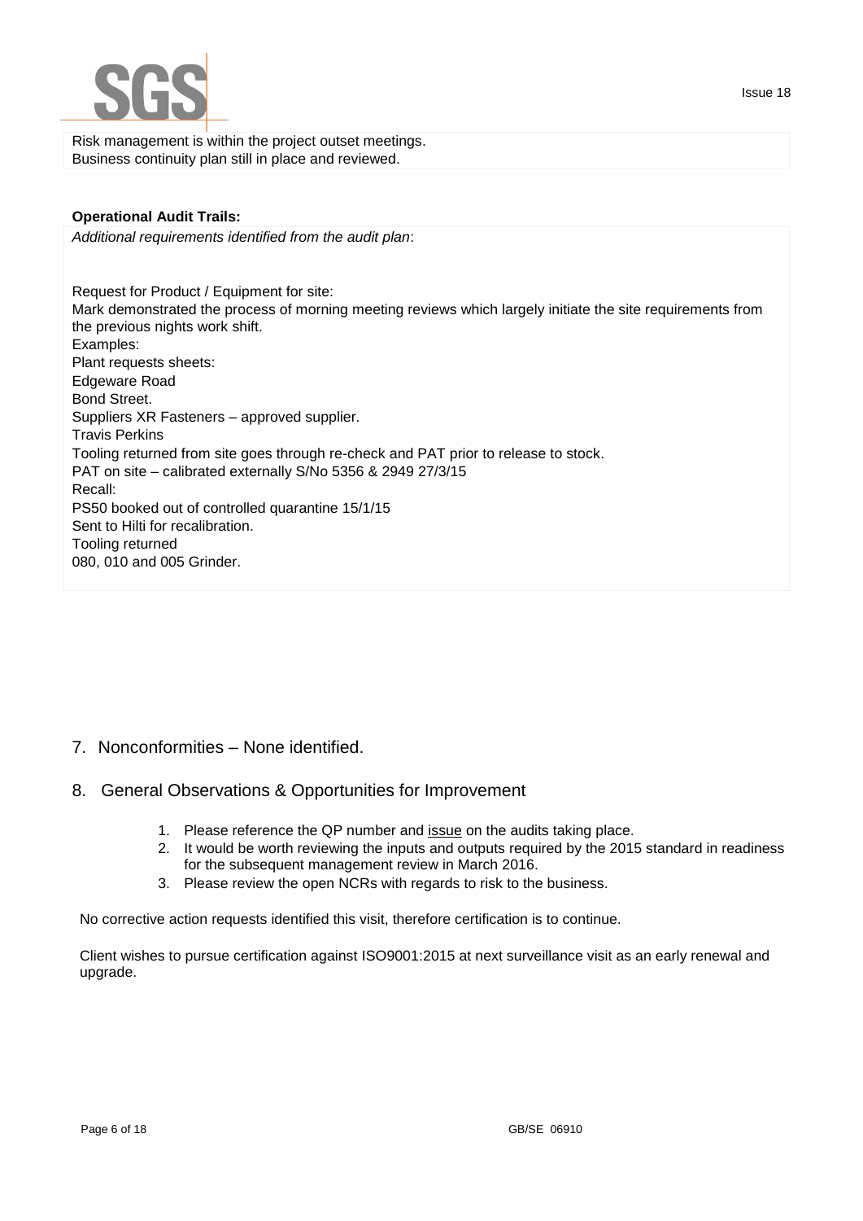Risk management is within the project outset meetings.
Business continuity plan still in place and reviewed.

**Operational Audit Trails:**

*Additional requirements identified from the audit plan*:

Request for Product / Equipment for site:
Mark demonstrated the process of morning meeting reviews which largely initiate the site requirements from the previous nights work shift.
Examples:
Plant requests sheets:
Edgeware Road
Bond Street.
Suppliers XR Fasteners – approved supplier.
Travis Perkins
Tooling returned from site goes through re-check and PAT prior to release to stock.
PAT on site – calibrated externally S/No 5356 & 2949 27/3/15
Recall:
PS50 booked out of controlled quarantine 15/1/15
Sent to Hilti for recalibration.
Tooling returned
080, 010 and 005 Grinder.

## 7. Nonconformities – None identified.

## 8. General Observations & Opportunities for Improvement

1. Please reference the QP number and issue on the audits taking place.
2. It would be worth reviewing the inputs and outputs required by the 2015 standard in readiness for the subsequent management review in March 2016.
3. Please review the open NCRs with regards to risk to the business.

No corrective action requests identified this visit, therefore certification is to continue.

Client wishes to pursue certification against ISO9001:2015 at next surveillance visit as an early renewal and upgrade.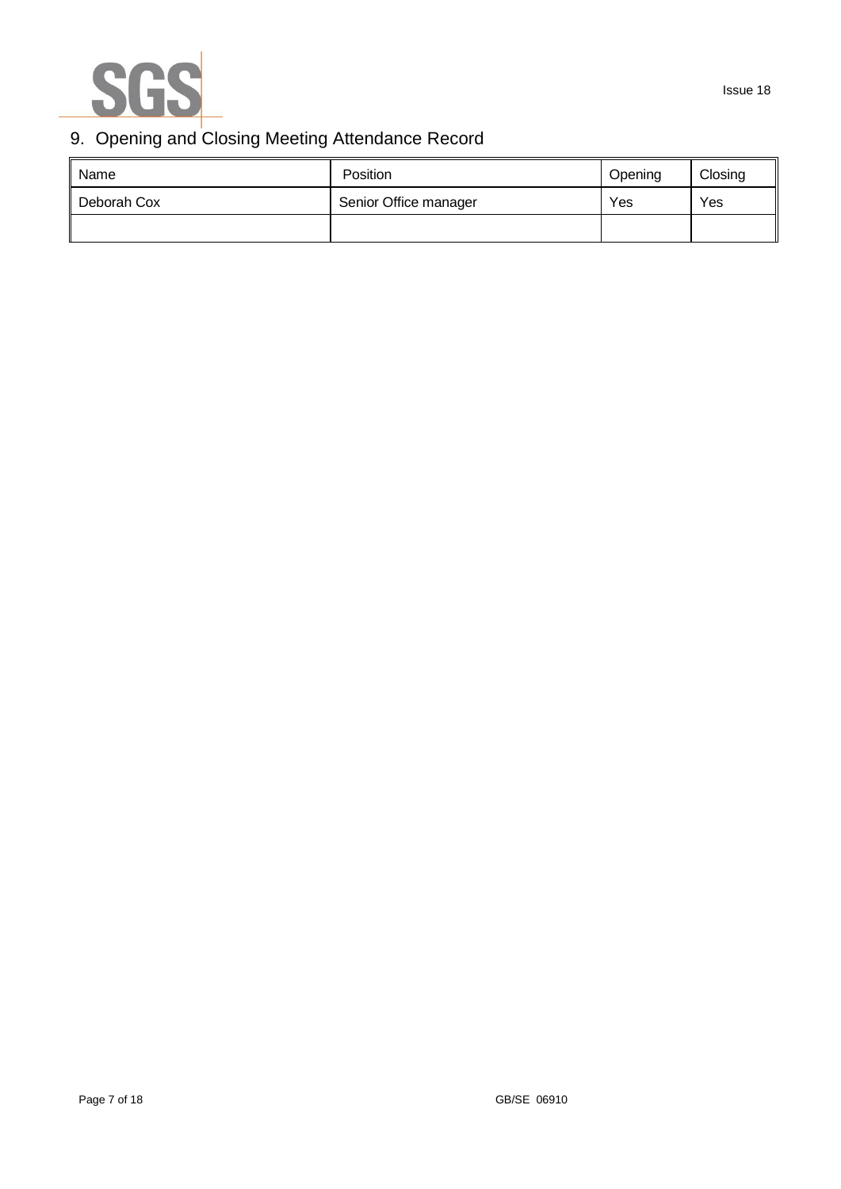## 9. Opening and Closing Meeting Attendance Record

| Name | Position | Opening | Closing |
|---|---|---|---|
| Deborah Cox | Senior Office manager | Yes | Yes |
| | | | |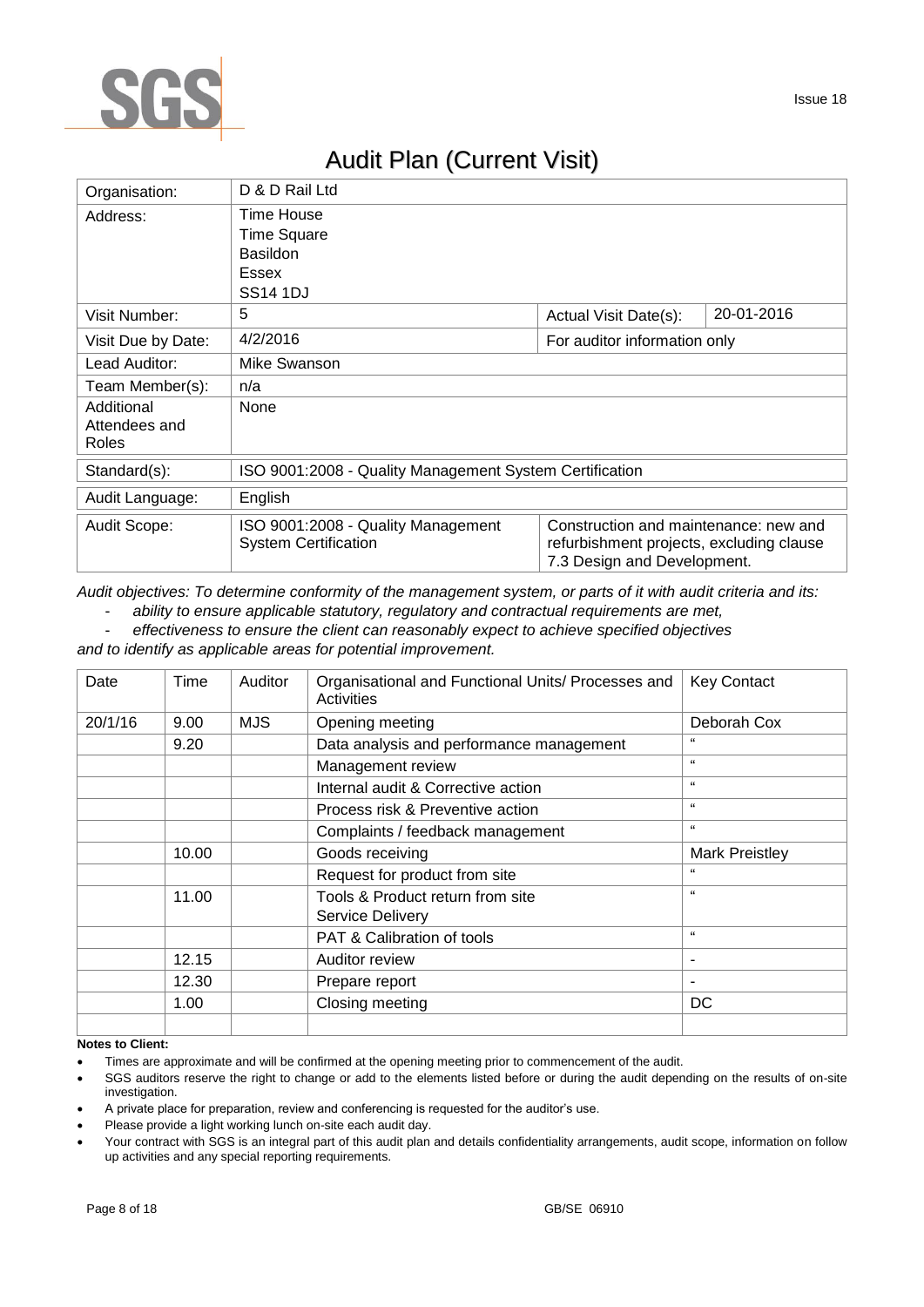# Audit Plan (Current Visit)

| Organisation: | D & D Rail Ltd | | |
|---|---|---|---|
| Address: | Time House<br>Time Square<br>Basildon<br>Essex<br>SS14 1DJ | | |
| Visit Number: | 5 | Actual Visit Date(s): | 20-01-2016 |
| Visit Due by Date: | 4/2/2016 | For auditor information only | |
| Lead Auditor: | Mike Swanson | | |
| Team Member(s): | n/a | | |
| Additional Attendees and Roles | None | | |
| Standard(s): | ISO 9001:2008 - Quality Management System Certification | | |
| Audit Language: | English | | |
| Audit Scope: | ISO 9001:2008 - Quality Management System Certification | Construction and maintenance: new and refurbishment projects, excluding clause 7.3 Design and Development. | |

*Audit objectives: To determine conformity of the management system, or parts of it with audit criteria and its:*

- *ability to ensure applicable statutory, regulatory and contractual requirements are met,*
- *effectiveness to ensure the client can reasonably expect to achieve specified objectives*

*and to identify as applicable areas for potential improvement.*

| Date | Time | Auditor | Organisational and Functional Units/ Processes and Activities | Key Contact |
|---|---|---|---|---|
| 20/1/16 | 9.00 | MJS | Opening meeting | Deborah Cox |
| | 9.20 | | Data analysis and performance management | " |
| | | | Management review | " |
| | | | Internal audit & Corrective action | " |
| | | | Process risk & Preventive action | " |
| | | | Complaints / feedback management | " |
| | 10.00 | | Goods receiving | Mark Preistley |
| | | | Request for product from site | " |
| | 11.00 | | Tools & Product return from site<br>Service Delivery | " |
| | | | PAT & Calibration of tools | " |
| | 12.15 | | Auditor review | - |
| | 12.30 | | Prepare report | - |
| | 1.00 | | Closing meeting | DC |
| | | | | |

**Notes to Client:**

- Times are approximate and will be confirmed at the opening meeting prior to commencement of the audit.
- SGS auditors reserve the right to change or add to the elements listed before or during the audit depending on the results of on-site investigation.
- A private place for preparation, review and conferencing is requested for the auditor's use.
- Please provide a light working lunch on-site each audit day.
- Your contract with SGS is an integral part of this audit plan and details confidentiality arrangements, audit scope, information on follow up activities and any special reporting requirements.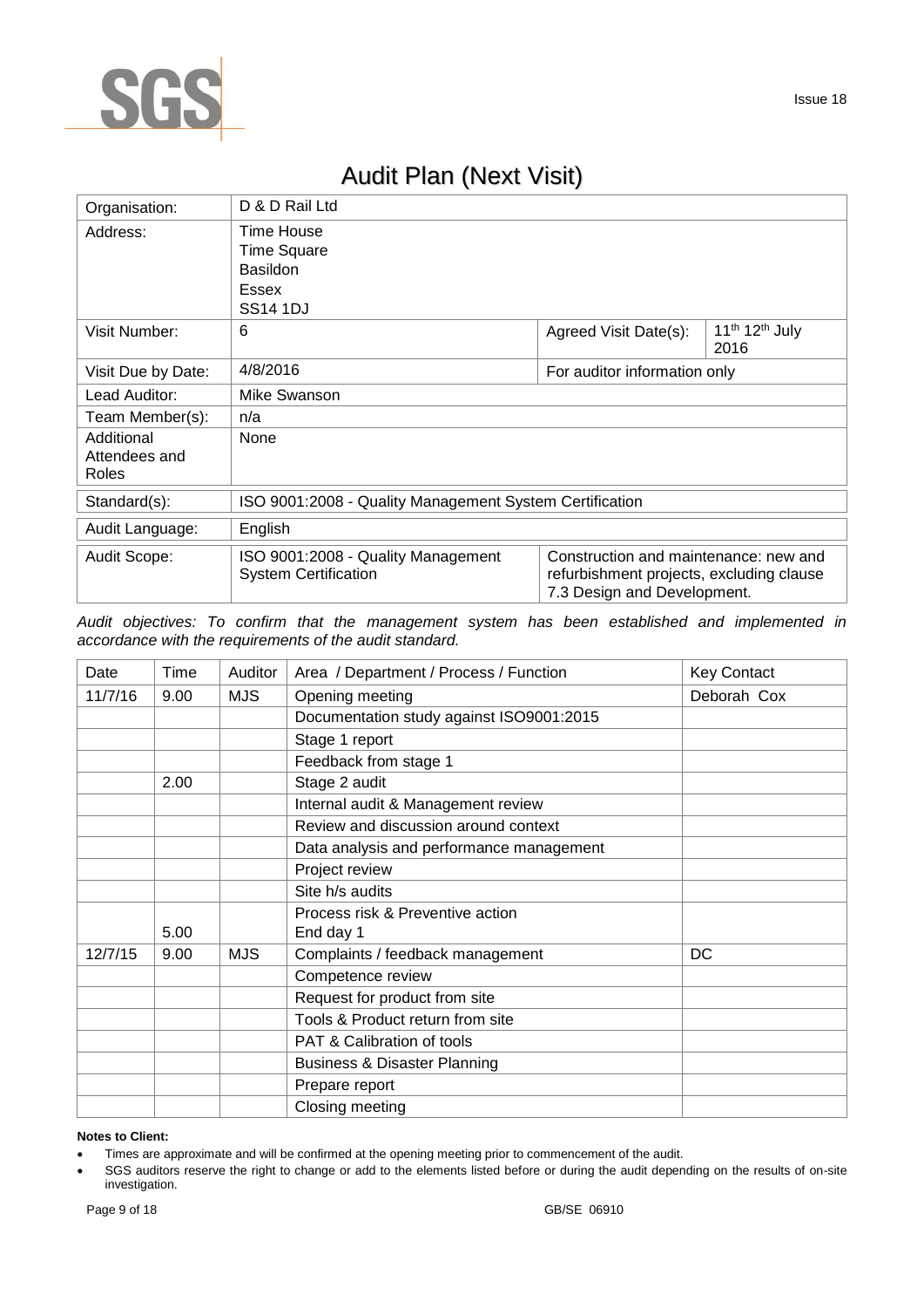# Audit Plan (Next Visit)

| Organisation: | D & D Rail Ltd | | |
|---|---|---|---|
| Address: | Time House<br>Time Square<br>Basildon<br>Essex<br>SS14 1DJ | | |
| Visit Number: | 6 | Agreed Visit Date(s): | 11th 12th July 2016 |
| Visit Due by Date: | 4/8/2016 | For auditor information only | |
| Lead Auditor: | Mike Swanson | | |
| Team Member(s): | n/a | | |
| Additional Attendees and Roles | None | | |
| Standard(s): | ISO 9001:2008 - Quality Management System Certification | | |
| Audit Language: | English | | |
| Audit Scope: | ISO 9001:2008 - Quality Management System Certification | Construction and maintenance: new and refurbishment projects, excluding clause 7.3 Design and Development. | |

*Audit objectives: To confirm that the management system has been established and implemented in accordance with the requirements of the audit standard.*

| Date | Time | Auditor | Area / Department / Process / Function | Key Contact |
|---|---|---|---|---|
| 11/7/16 | 9.00 | MJS | Opening meeting | Deborah Cox |
| | | | Documentation study against ISO9001:2015 | |
| | | | Stage 1 report | |
| | | | Feedback from stage 1 | |
| | 2.00 | | Stage 2 audit | |
| | | | Internal audit & Management review | |
| | | | Review and discussion around context | |
| | | | Data analysis and performance management | |
| | | | Project review | |
| | | | Site h/s audits | |
| | 5.00 | | Process risk & Preventive action<br>End day 1 | |
| 12/7/15 | 9.00 | MJS | Complaints / feedback management | DC |
| | | | Competence review | |
| | | | Request for product from site | |
| | | | Tools & Product return from site | |
| | | | PAT & Calibration of tools | |
| | | | Business & Disaster Planning | |
| | | | Prepare report | |
| | | | Closing meeting | |

**Notes to Client:**

- Times are approximate and will be confirmed at the opening meeting prior to commencement of the audit.
- SGS auditors reserve the right to change or add to the elements listed before or during the audit depending on the results of on-site investigation.

GB/SE 06910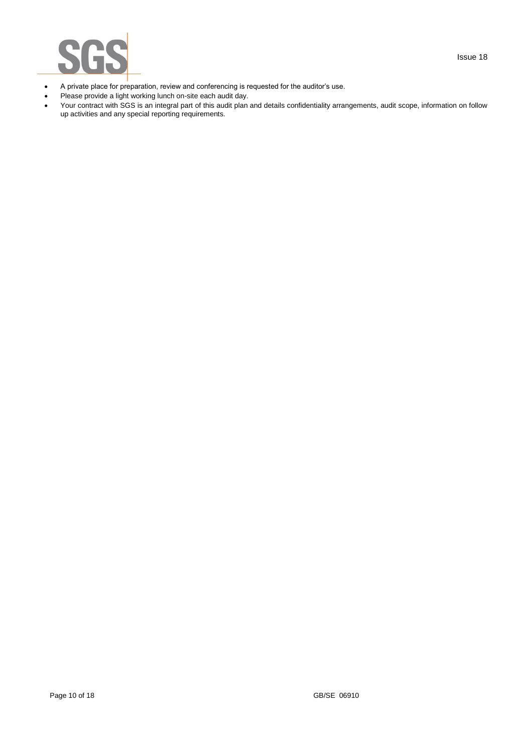- A private place for preparation, review and conferencing is requested for the auditor's use.
- Please provide a light working lunch on-site each audit day.
- Your contract with SGS is an integral part of this audit plan and details confidentiality arrangements, audit scope, information on follow up activities and any special reporting requirements.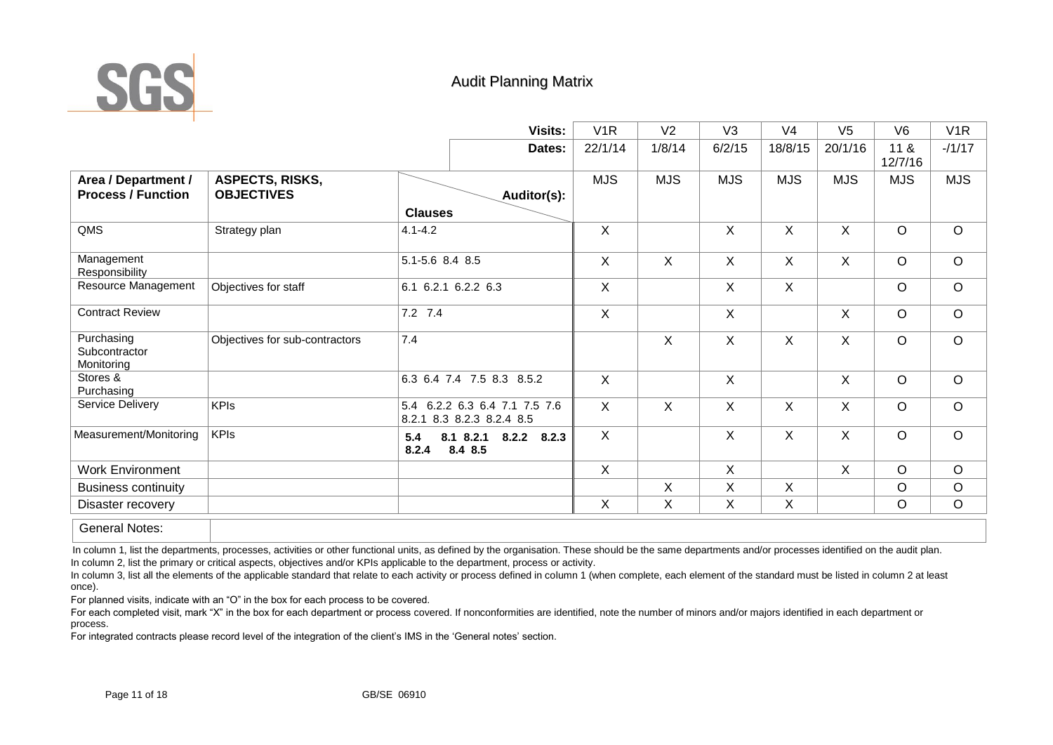# Audit Planning Matrix

| Area / Department / Process / Function | ASPECTS, RISKS, OBJECTIVES | Clauses | V1R | V2 | V3 | V4 | V5 | V6 | V1R |
|---|---|---|---|---|---|---|---|---|---|
| | | **Dates:** | 22/1/14 | 1/8/14 | 6/2/15 | 18/8/15 | 20/1/16 | 11 & 12/7/16 | -/1/17 |
| | | **Auditor(s):** | MJS | MJS | MJS | MJS | MJS | MJS | MJS |
| QMS | Strategy plan | 4.1-4.2 | X | | X | X | X | O | O |
| Management Responsibility | | 5.1-5.6 8.4 8.5 | X | X | X | X | X | O | O |
| Resource Management | Objectives for staff | 6.1 6.2.1 6.2.2 6.3 | X | | X | X | | O | O |
| Contract Review | | 7.2 7.4 | X | | X | | X | O | O |
| Purchasing Subcontractor Monitoring | Objectives for sub-contractors | 7.4 | | X | X | X | X | O | O |
| Stores & Purchasing | | 6.3 6.4 7.4 7.5 8.3 8.5.2 | X | | X | | X | O | O |
| Service Delivery | KPIs | 5.4 6.2.2 6.3 6.4 7.1 7.5 7.6 8.2.1 8.3 8.2.3 8.2.4 8.5 | X | X | X | X | X | O | O |
| Measurement/Monitoring | KPIs | **5.4 8.1 8.2.1 8.2.2 8.2.3 8.2.4 8.4 8.5** | X | | X | X | X | O | O |
| Work Environment | | | X | | X | | X | O | O |
| Business continuity | | | | X | X | X | | O | O |
| Disaster recovery | | | X | X | X | X | | O | O |

| General Notes: | |
|---|---|

In column 1, list the departments, processes, activities or other functional units, as defined by the organisation. These should be the same departments and/or processes identified on the audit plan.
In column 2, list the primary or critical aspects, objectives and/or KPIs applicable to the department, process or activity.
In column 3, list all the elements of the applicable standard that relate to each activity or process defined in column 1 (when complete, each element of the standard must be listed in column 2 at least once).
For planned visits, indicate with an "O" in the box for each process to be covered.
For each completed visit, mark "X" in the box for each department or process covered. If nonconformities are identified, note the number of minors and/or majors identified in each department or process.
For integrated contracts please record level of the integration of the client's IMS in the 'General notes' section.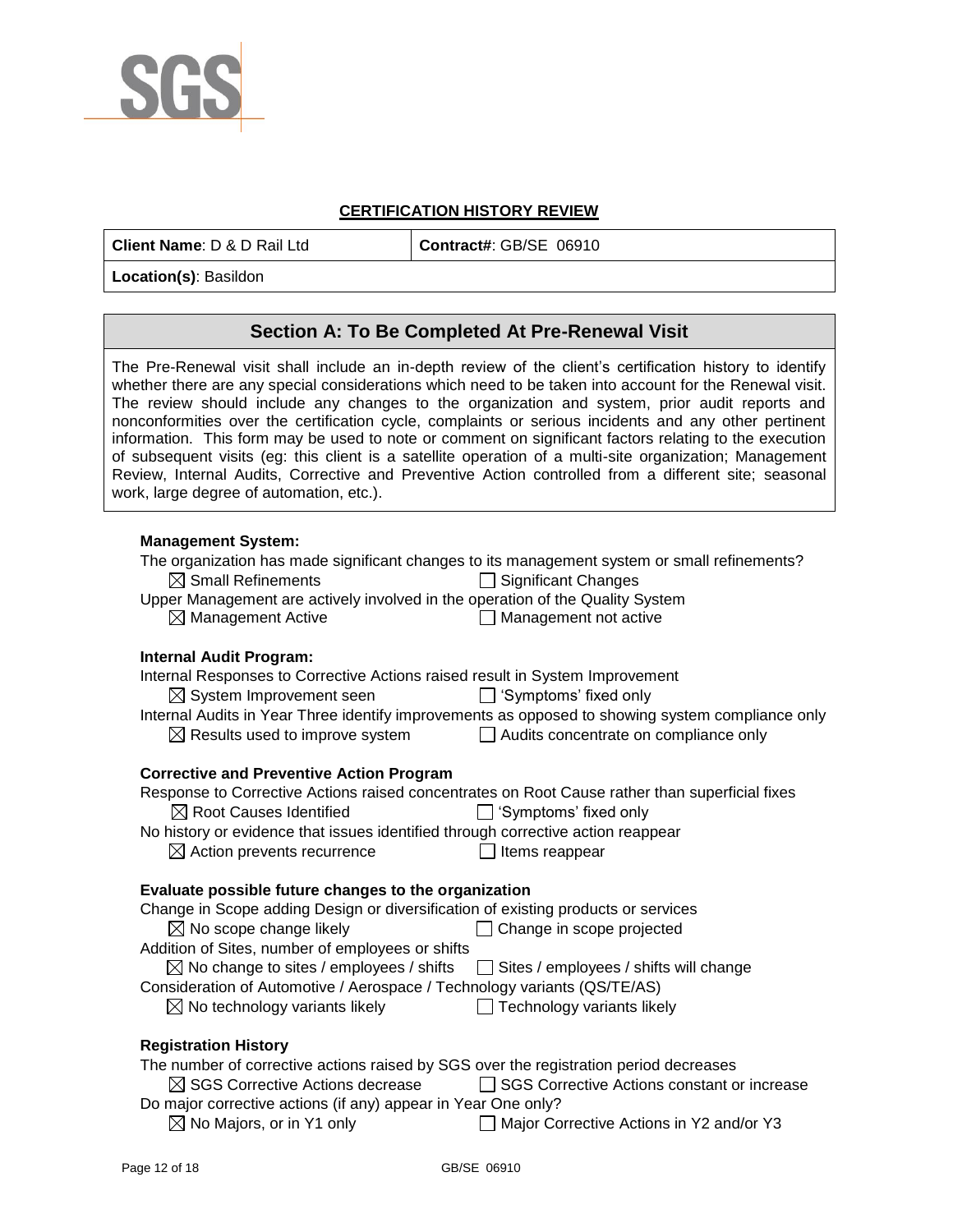## CERTIFICATION HISTORY REVIEW

| **Client Name**: D & D Rail Ltd | **Contract#**: GB/SE 06910 |
|---|---|
| **Location(s)**: Basildon | |

## Section A: To Be Completed At Pre-Renewal Visit

The Pre-Renewal visit shall include an in-depth review of the client's certification history to identify whether there are any special considerations which need to be taken into account for the Renewal visit. The review should include any changes to the organization and system, prior audit reports and nonconformities over the certification cycle, complaints or serious incidents and any other pertinent information. This form may be used to note or comment on significant factors relating to the execution of subsequent visits (eg: this client is a satellite operation of a multi-site organization; Management Review, Internal Audits, Corrective and Preventive Action controlled from a different site; seasonal work, large degree of automation, etc.).

**Management System:**

The organization has made significant changes to its management system or small refinements?

☒ Small Refinements ☐ Significant Changes

Upper Management are actively involved in the operation of the Quality System

☒ Management Active ☐ Management not active

**Internal Audit Program:**

Internal Responses to Corrective Actions raised result in System Improvement

☒ System Improvement seen ☐ 'Symptoms' fixed only

Internal Audits in Year Three identify improvements as opposed to showing system compliance only

☒ Results used to improve system ☐ Audits concentrate on compliance only

**Corrective and Preventive Action Program**

Response to Corrective Actions raised concentrates on Root Cause rather than superficial fixes

☒ Root Causes Identified ☐ 'Symptoms' fixed only

No history or evidence that issues identified through corrective action reappear

☒ Action prevents recurrence ☐ Items reappear

**Evaluate possible future changes to the organization**

Change in Scope adding Design or diversification of existing products or services

☒ No scope change likely ☐ Change in scope projected

Addition of Sites, number of employees or shifts

☒ No change to sites / employees / shifts ☐ Sites / employees / shifts will change

Consideration of Automotive / Aerospace / Technology variants (QS/TE/AS)

☒ No technology variants likely ☐ Technology variants likely

**Registration History**

The number of corrective actions raised by SGS over the registration period decreases

☒ SGS Corrective Actions decrease ☐ SGS Corrective Actions constant or increase

Do major corrective actions (if any) appear in Year One only?

☒ No Majors, or in Y1 only ☐ Major Corrective Actions in Y2 and/or Y3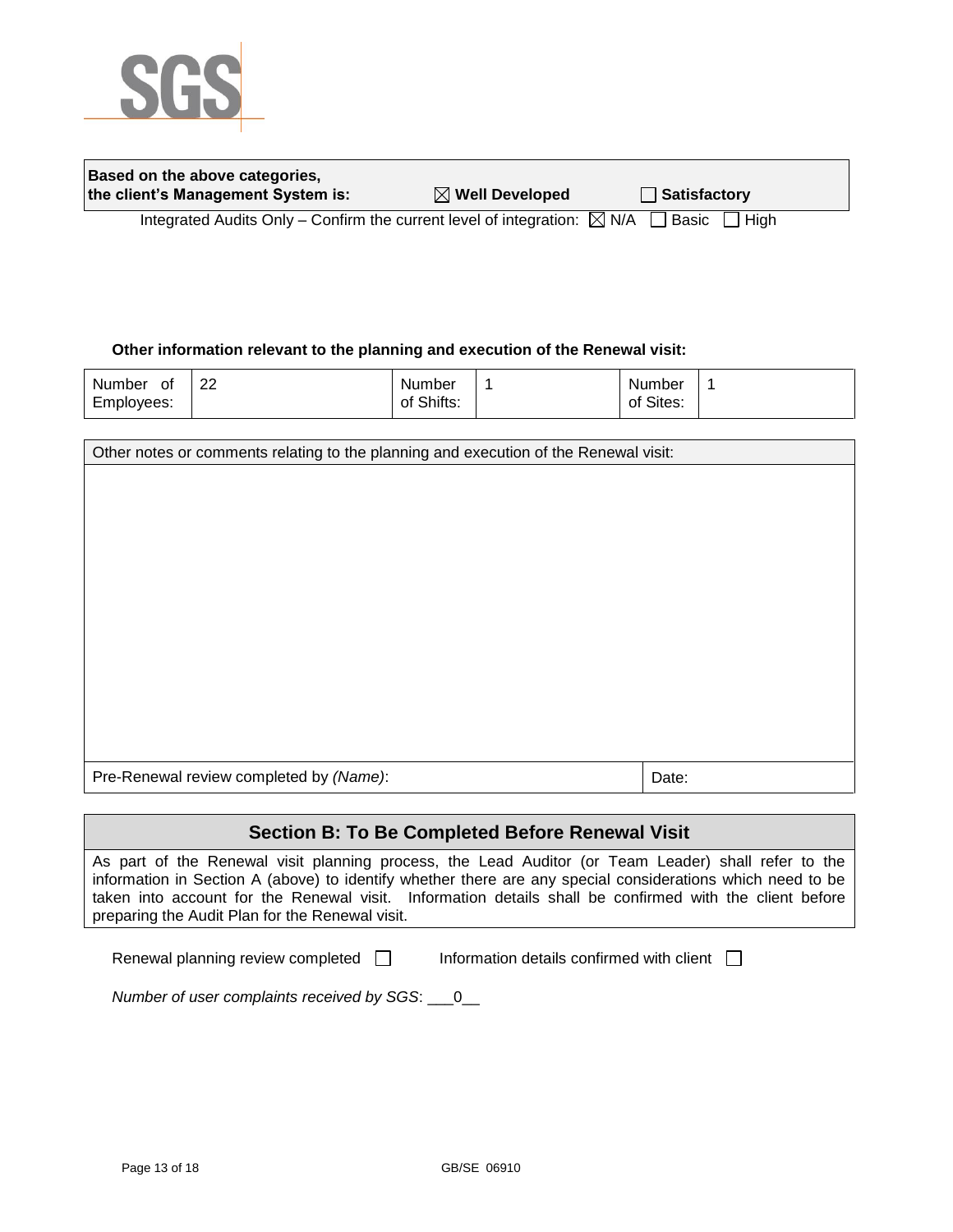| **Based on the above categories, the client's Management System is:** | ☒ **Well Developed** | ☐ **Satisfactory** |
|---|---|---|

Integrated Audits Only – Confirm the current level of integration: ☒ N/A ☐ Basic ☐ High

**Other information relevant to the planning and execution of the Renewal visit:**

| Number of Employees: | 22 | Number of Shifts: | 1 | Number of Sites: | 1 |
|---|---|---|---|---|---|

| Other notes or comments relating to the planning and execution of the Renewal visit: | |
|---|---|
| | |
| Pre-Renewal review completed by *(Name)*: | Date: |

## Section B: To Be Completed Before Renewal Visit

As part of the Renewal visit planning process, the Lead Auditor (or Team Leader) shall refer to the information in Section A (above) to identify whether there are any special considerations which need to be taken into account for the Renewal visit. Information details shall be confirmed with the client before preparing the Audit Plan for the Renewal visit.

Renewal planning review completed ☐ Information details confirmed with client ☐

*Number of user complaints received by SGS*: ___0__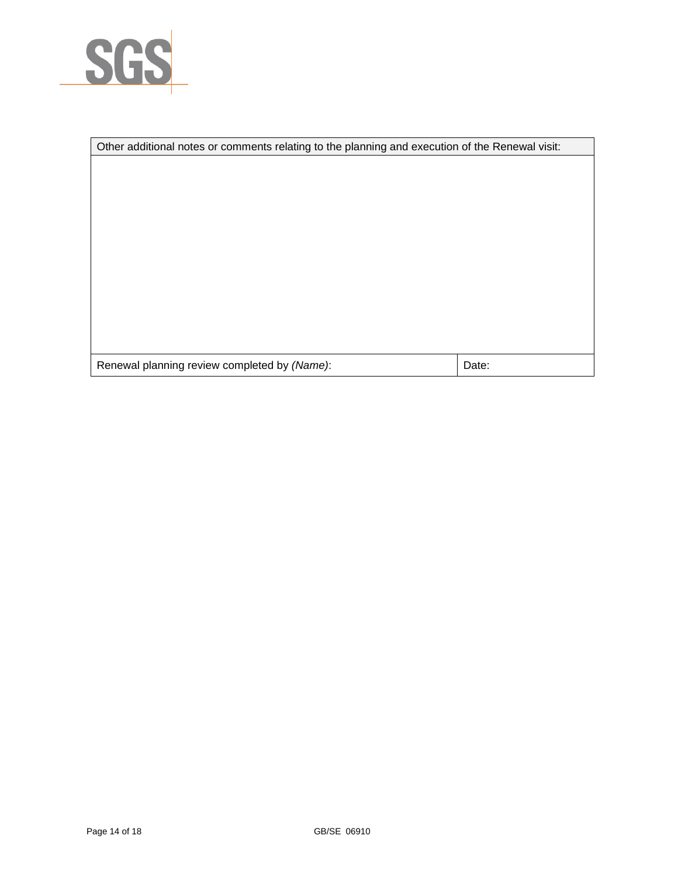| Other additional notes or comments relating to the planning and execution of the Renewal visit: | |
|---|---|
| | |
| Renewal planning review completed by *(Name)*: | Date: |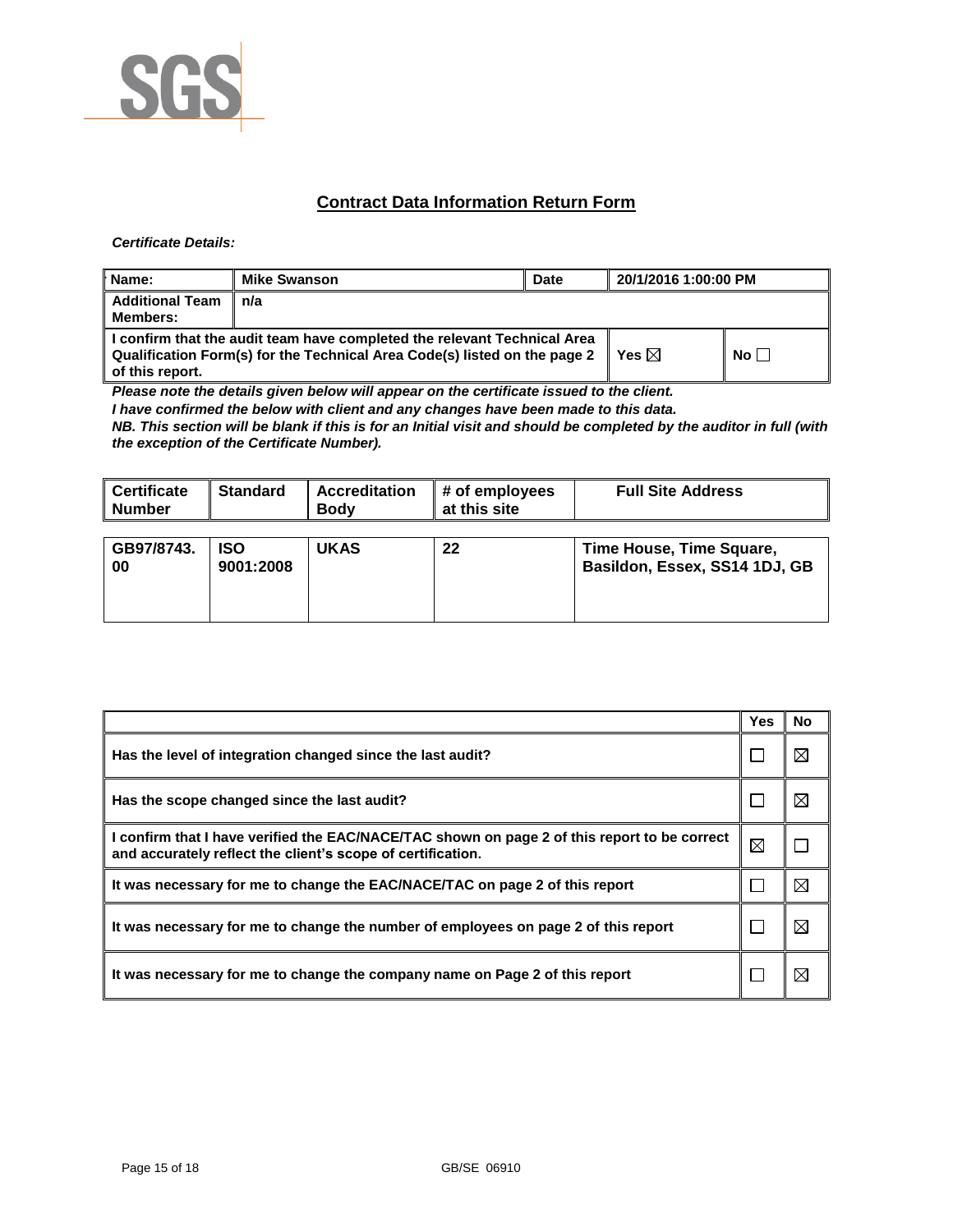# Contract Data Information Return Form

***Certificate Details:***

| **Name:** | **Mike Swanson** | **Date** | **20/1/2016 1:00:00 PM** |
|---|---|---|---|
| **Additional Team Members:** | **n/a** | | |

| **I confirm that the audit team have completed the relevant Technical Area Qualification Form(s) for the Technical Area Code(s) listed on the page 2 of this report.** | **Yes ☒** | **No ☐** |
|---|---|---|

***Please note the details given below will appear on the certificate issued to the client.***

***I have confirmed the below with client and any changes have been made to this data.***

***NB. This section will be blank if this is for an Initial visit and should be completed by the auditor in full (with the exception of the Certificate Number).***

| **Certificate Number** | **Standard** | **Accreditation Body** | **# of employees at this site** | **Full Site Address** |
|---|---|---|---|---|
| **GB97/8743.00** | **ISO 9001:2008** | **UKAS** | **22** | **Time House, Time Square, Basildon, Essex, SS14 1DJ, GB** |

| | **Yes** | **No** |
|---|---|---|
| **Has the level of integration changed since the last audit?** | ☐ | ☒ |
| **Has the scope changed since the last audit?** | ☐ | ☒ |
| **I confirm that I have verified the EAC/NACE/TAC shown on page 2 of this report to be correct and accurately reflect the client's scope of certification.** | ☒ | ☐ |
| **It was necessary for me to change the EAC/NACE/TAC on page 2 of this report** | ☐ | ☒ |
| **It was necessary for me to change the number of employees on page 2 of this report** | ☐ | ☒ |
| **It was necessary for me to change the company name on Page 2 of this report** | ☐ | ☒ |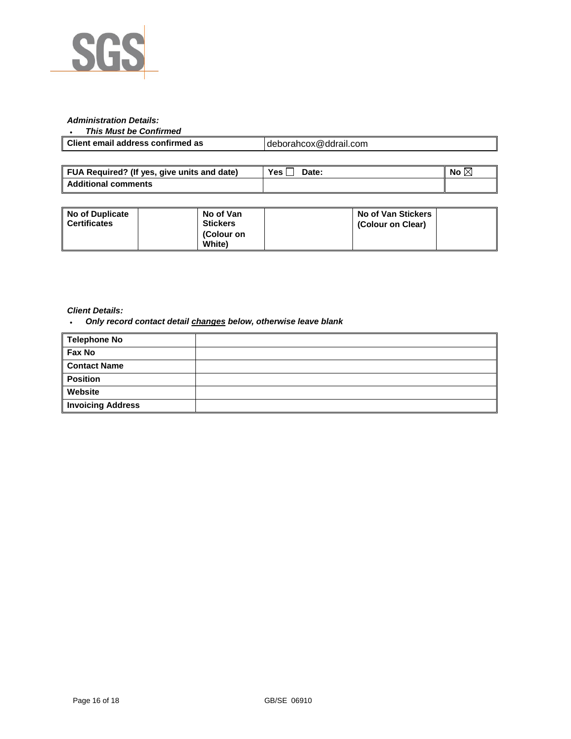*Administration Details:*

- ***This Must be Confirmed***

| Client email address confirmed as | deborahcox@ddrail.com |
|---|---|

| FUA Required? (If yes, give units and date) | Yes ☐ Date: | No ☒ |
|---|---|---|
| Additional comments | | |

| No of Duplicate Certificates | | No of Van Stickers (Colour on White) | | No of Van Stickers (Colour on Clear) | |
|---|---|---|---|---|---|

*Client Details:*

- ***Only record contact detail <u>changes</u> below, otherwise leave blank***

| Telephone No | |
|---|---|
| Fax No | |
| Contact Name | |
| Position | |
| Website | |
| Invoicing Address | |

GB/SE 06910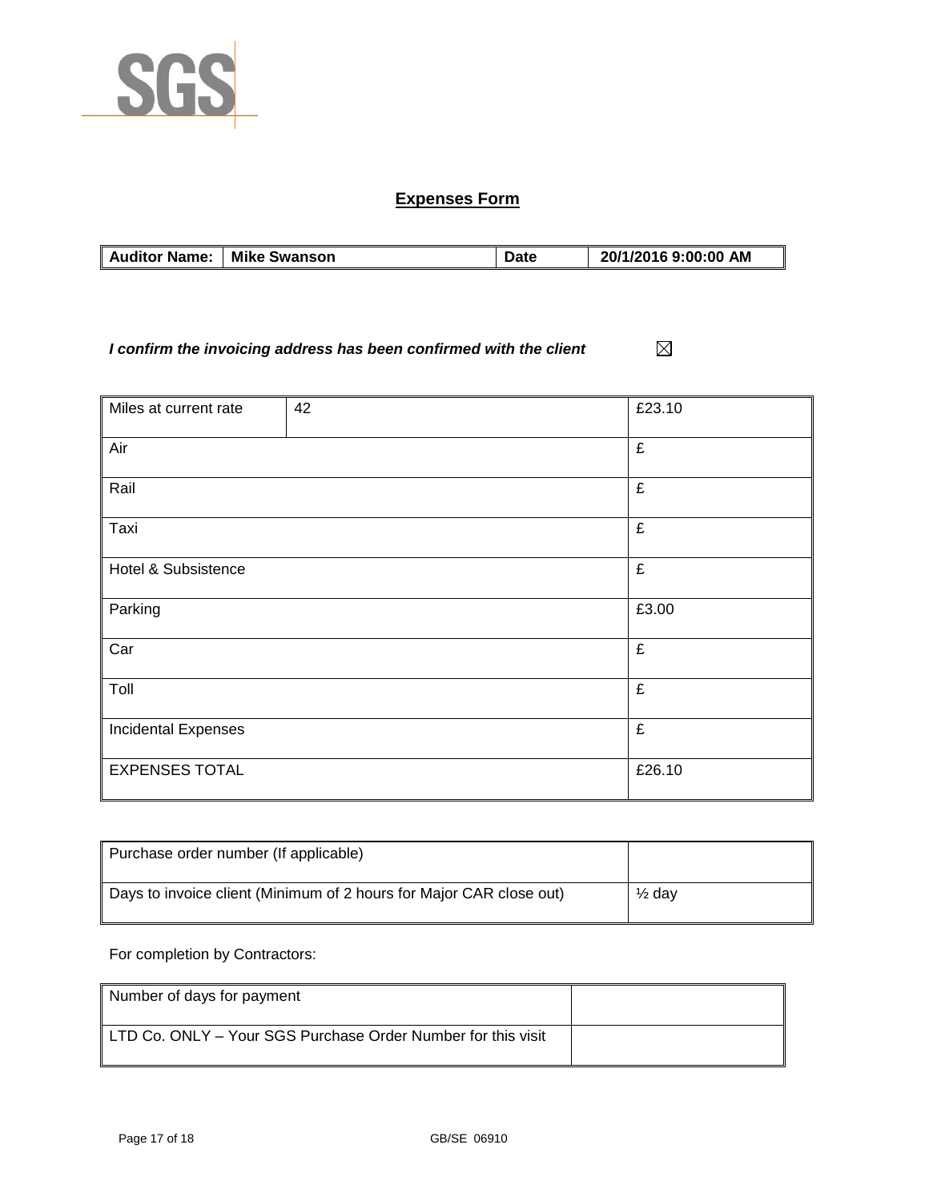## Expenses Form

| Auditor Name: | Mike Swanson | Date | 20/1/2016 9:00:00 AM |
|---|---|---|---|

***I confirm the invoicing address has been confirmed with the client*** ☒

| Miles at current rate | 42 | £23.10 |
|---|---|---|
| Air | | £ |
| Rail | | £ |
| Taxi | | £ |
| Hotel & Subsistence | | £ |
| Parking | | £3.00 |
| Car | | £ |
| Toll | | £ |
| Incidental Expenses | | £ |
| EXPENSES TOTAL | | £26.10 |

| Purchase order number (If applicable) | |
|---|---|
| Days to invoice client (Minimum of 2 hours for Major CAR close out) | ½ day |

For completion by Contractors:

| Number of days for payment | |
|---|---|
| LTD Co. ONLY – Your SGS Purchase Order Number for this visit | |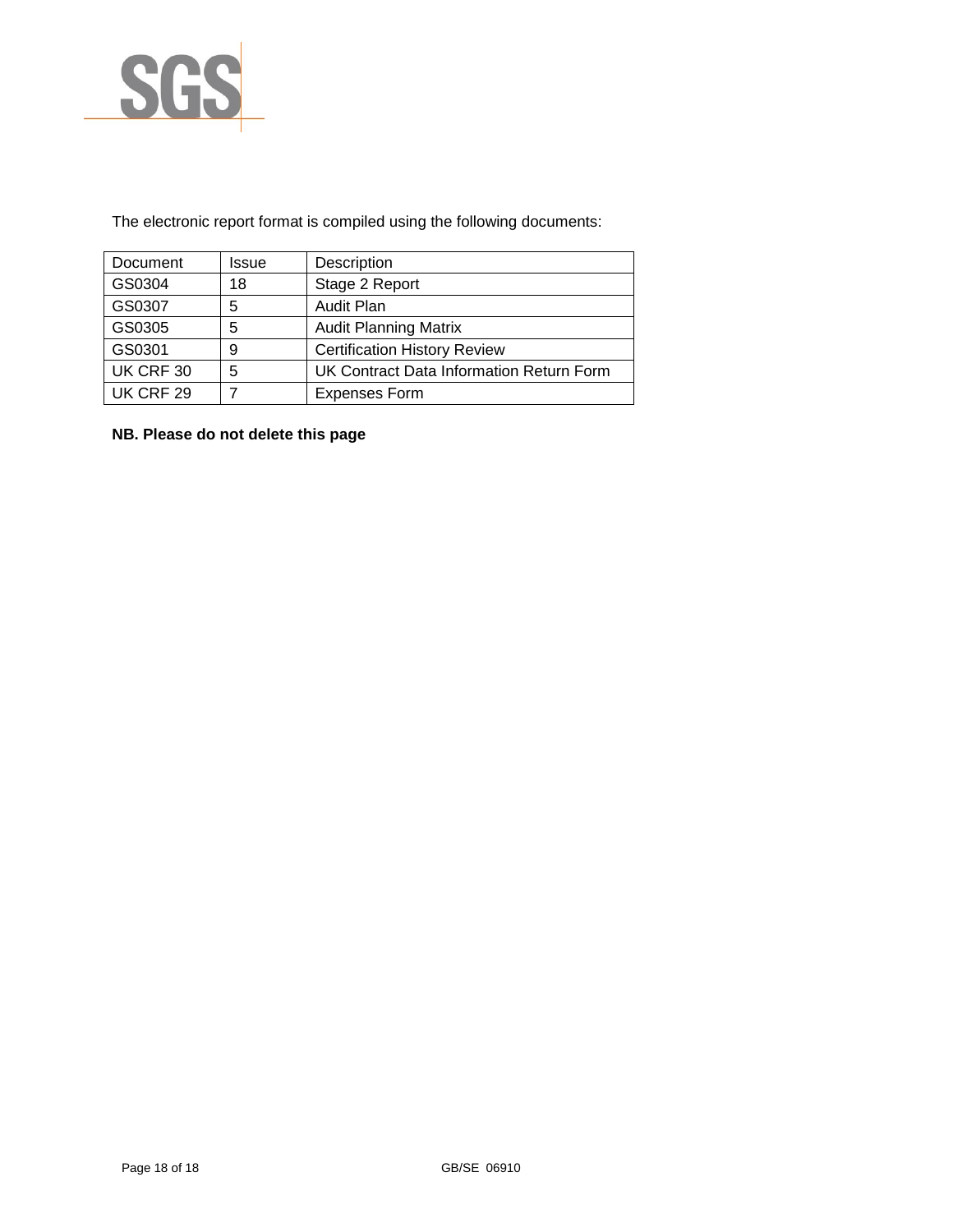The electronic report format is compiled using the following documents:

| Document | Issue | Description |
|---|---|---|
| GS0304 | 18 | Stage 2 Report |
| GS0307 | 5 | Audit Plan |
| GS0305 | 5 | Audit Planning Matrix |
| GS0301 | 9 | Certification History Review |
| UK CRF 30 | 5 | UK Contract Data Information Return Form |
| UK CRF 29 | 7 | Expenses Form |

**NB. Please do not delete this page**